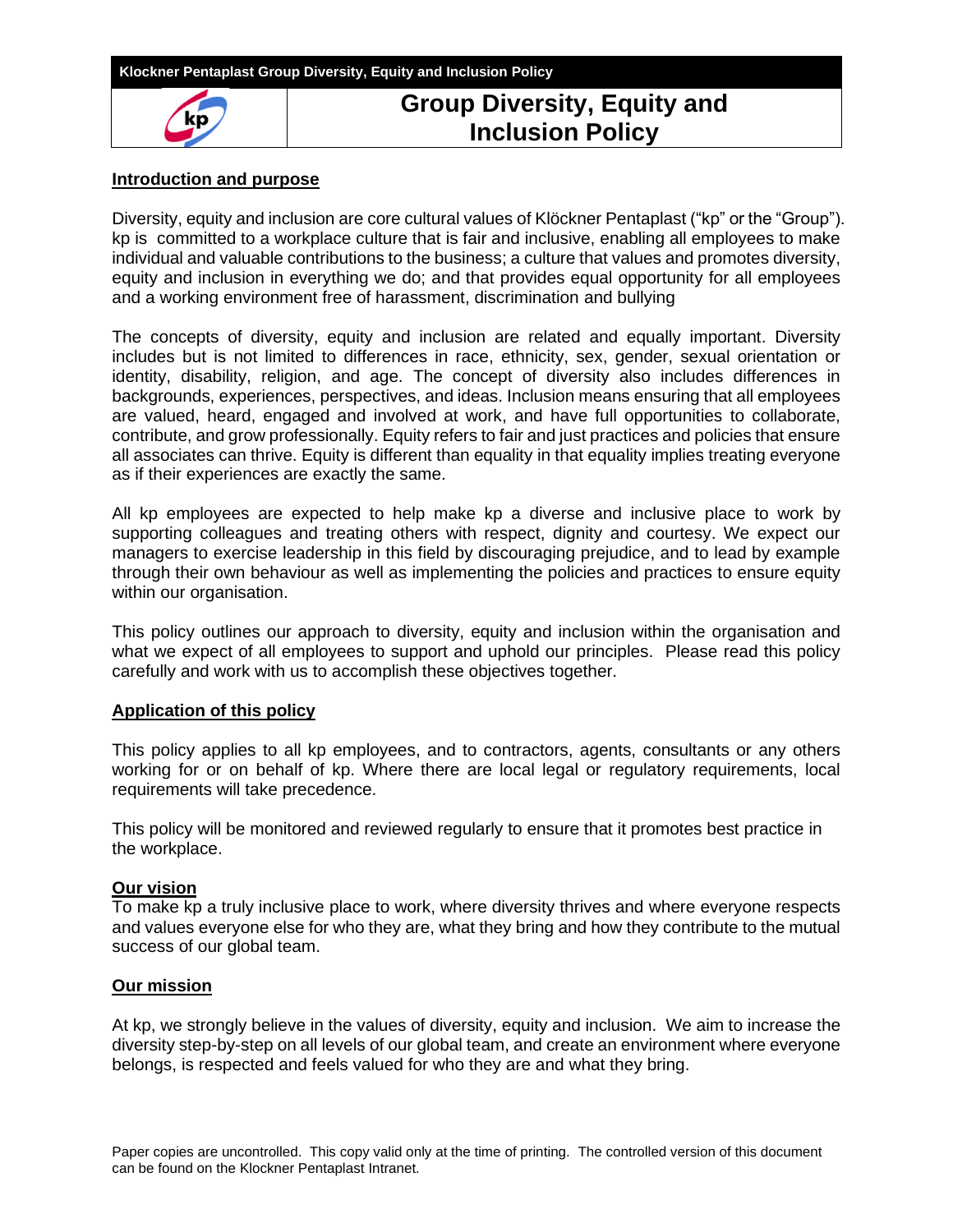# Group Diversity, Equity and Inclusion Policy

## Introduction and purpose

Diversity, equity and inclusion are core cultural values of Klöckner Pentaplast ("kp" or the "Group"). kp is committed to a workplace culture that is fair and inclusive, enabling all employees to make individual and valuable contributions to the business; a culture that values and promotes diversity, equity and inclusion in everything we do; and that provides equal opportunity for all employees and a working environment free of harassment, discrimination and bullying

The concepts of diversity, equity and inclusion are related and equally important. Diversity includes but is not limited to differences in race, ethnicity, sex, gender, sexual orientation or identity, disability, religion, and age. The concept of diversity also includes differences in backgrounds, experiences, perspectives, and ideas. Inclusion means ensuring that all employees are valued, heard, engaged and involved at work, and have full opportunities to collaborate, contribute, and grow professionally. Equity refers to fair and just practices and policies that ensure all associates can thrive. Equity is different than equality in that equality implies treating everyone as if their experiences are exactly the same.

All kp employees are expected to help make kp a diverse and inclusive place to work by supporting colleagues and treating others with respect, dignity and courtesy. We expect our managers to exercise leadership in this field by discouraging prejudice, and to lead by example through their own behaviour as well as implementing the policies and practices to ensure equity within our organisation.

This policy outlines our approach to diversity, equity and inclusion within the organisation and what we expect of all employees to support and uphold our principles. Please read this policy carefully and work with us to accomplish these objectives together.

## Application of this policy

This policy applies to all kp employees, and to contractors, agents, consultants or any others working for or on behalf of kp. Where there are local legal or regulatory requirements, local requirements will take precedence.

This policy will be monitored and reviewed regularly to ensure that it promotes best practice in the workplace.

## Our vision

To make kp a truly inclusive place to work, where diversity thrives and where everyone respects and values everyone else for who they are, what they bring and how they contribute to the mutual success of our global team.

## Our mission

At kp, we strongly believe in the values of diversity, equity and inclusion. We aim to increase the diversity step-by-step on all levels of our global team, and create an environment where everyone belongs, is respected and feels valued for who they are and what they bring.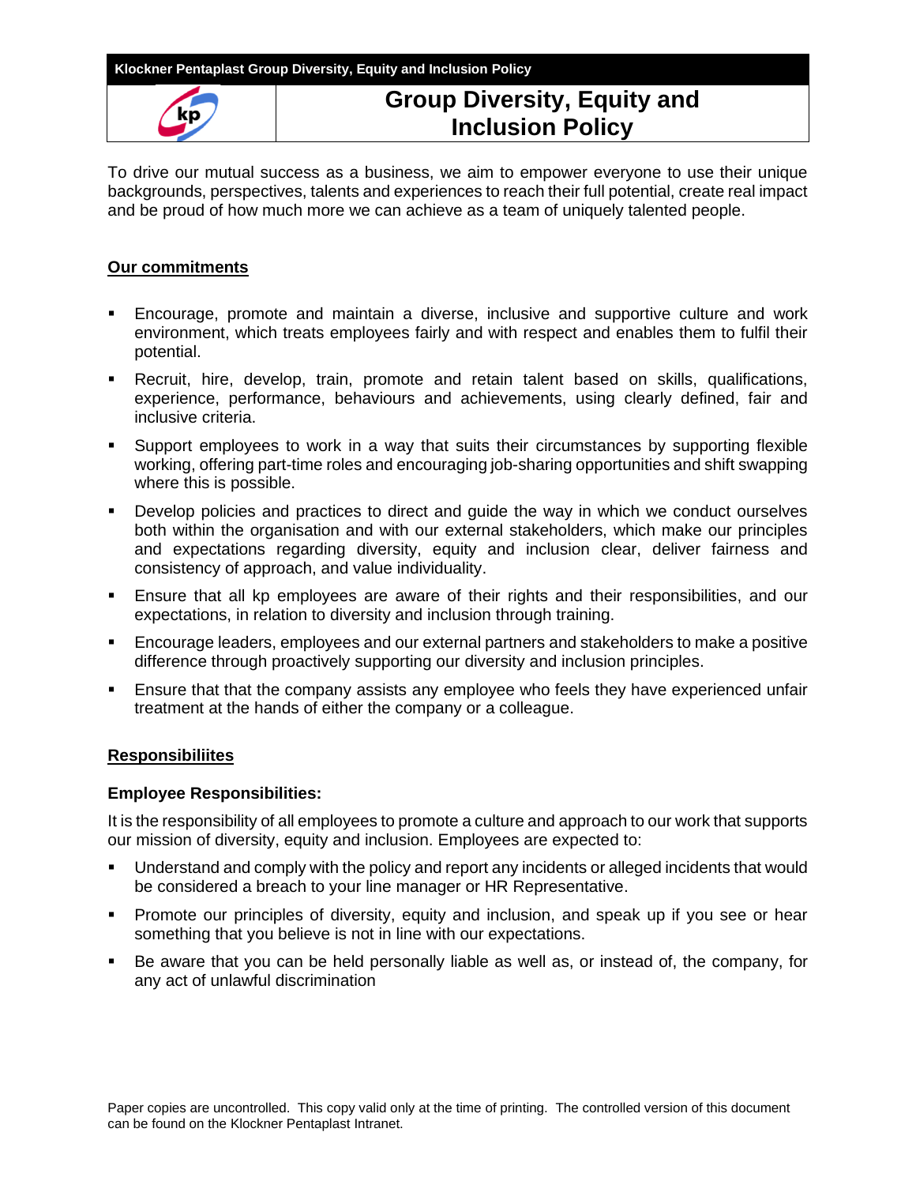# Group Diversity, Equity and Inclusion Policy

To drive our mutual success as a business, we aim to empower everyone to use their unique backgrounds, perspectives, talents and experiences to reach their full potential, create real impact and be proud of how much more we can achieve as a team of uniquely talented people.

## Our commitments

- Encourage, promote and maintain a diverse, inclusive and supportive culture and work environment, which treats employees fairly and with respect and enables them to fulfil their potential.
- Recruit, hire, develop, train, promote and retain talent based on skills, qualifications, experience, performance, behaviours and achievements, using clearly defined, fair and inclusive criteria.
- Support employees to work in a way that suits their circumstances by supporting flexible working, offering part-time roles and encouraging job-sharing opportunities and shift swapping where this is possible.
- Develop policies and practices to direct and guide the way in which we conduct ourselves both within the organisation and with our external stakeholders, which make our principles and expectations regarding diversity, equity and inclusion clear, deliver fairness and consistency of approach, and value individuality.
- Ensure that all kp employees are aware of their rights and their responsibilities, and our expectations, in relation to diversity and inclusion through training.
- Encourage leaders, employees and our external partners and stakeholders to make a positive difference through proactively supporting our diversity and inclusion principles.
- Ensure that that the company assists any employee who feels they have experienced unfair treatment at the hands of either the company or a colleague.

## Responsibiliites

### Employee Responsibilities:

It is the responsibility of all employees to promote a culture and approach to our work that supports our mission of diversity, equity and inclusion. Employees are expected to:

- Understand and comply with the policy and report any incidents or alleged incidents that would be considered a breach to your line manager or HR Representative.
- Promote our principles of diversity, equity and inclusion, and speak up if you see or hear something that you believe is not in line with our expectations.
- Be aware that you can be held personally liable as well as, or instead of, the company, for any act of unlawful discrimination

Paper copies are uncontrolled. This copy valid only at the time of printing. The controlled version of this document can be found on the Klockner Pentaplast Intranet.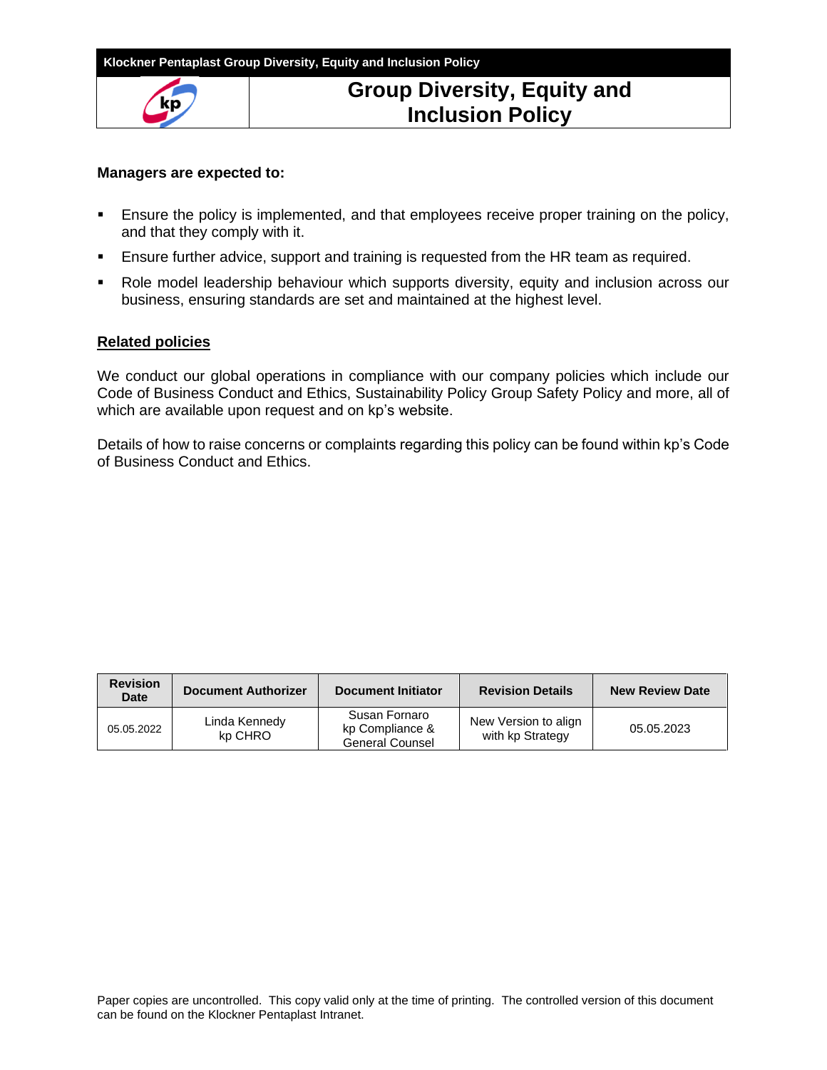**Managers are expected to:**

- Ensure the policy is implemented, and that employees receive proper training on the policy, and that they comply with it.
- Ensure further advice, support and training is requested from the HR team as required.
- Role model leadership behaviour which supports diversity, equity and inclusion across our business, ensuring standards are set and maintained at the highest level.

## Related policies

We conduct our global operations in compliance with our company policies which include our Code of Business Conduct and Ethics, Sustainability Policy Group Safety Policy and more, all of which are available upon request and on kp's website.

Details of how to raise concerns or complaints regarding this policy can be found within kp's Code of Business Conduct and Ethics.

| Revision Date | Document Authorizer | Document Initiator | Revision Details | New Review Date |
|---|---|---|---|---|
| 05.05.2022 | Linda Kennedy kp CHRO | Susan Fornaro kp Compliance & General Counsel | New Version to align with kp Strategy | 05.05.2023 |

Paper copies are uncontrolled. This copy valid only at the time of printing. The controlled version of this document can be found on the Klockner Pentaplast Intranet.